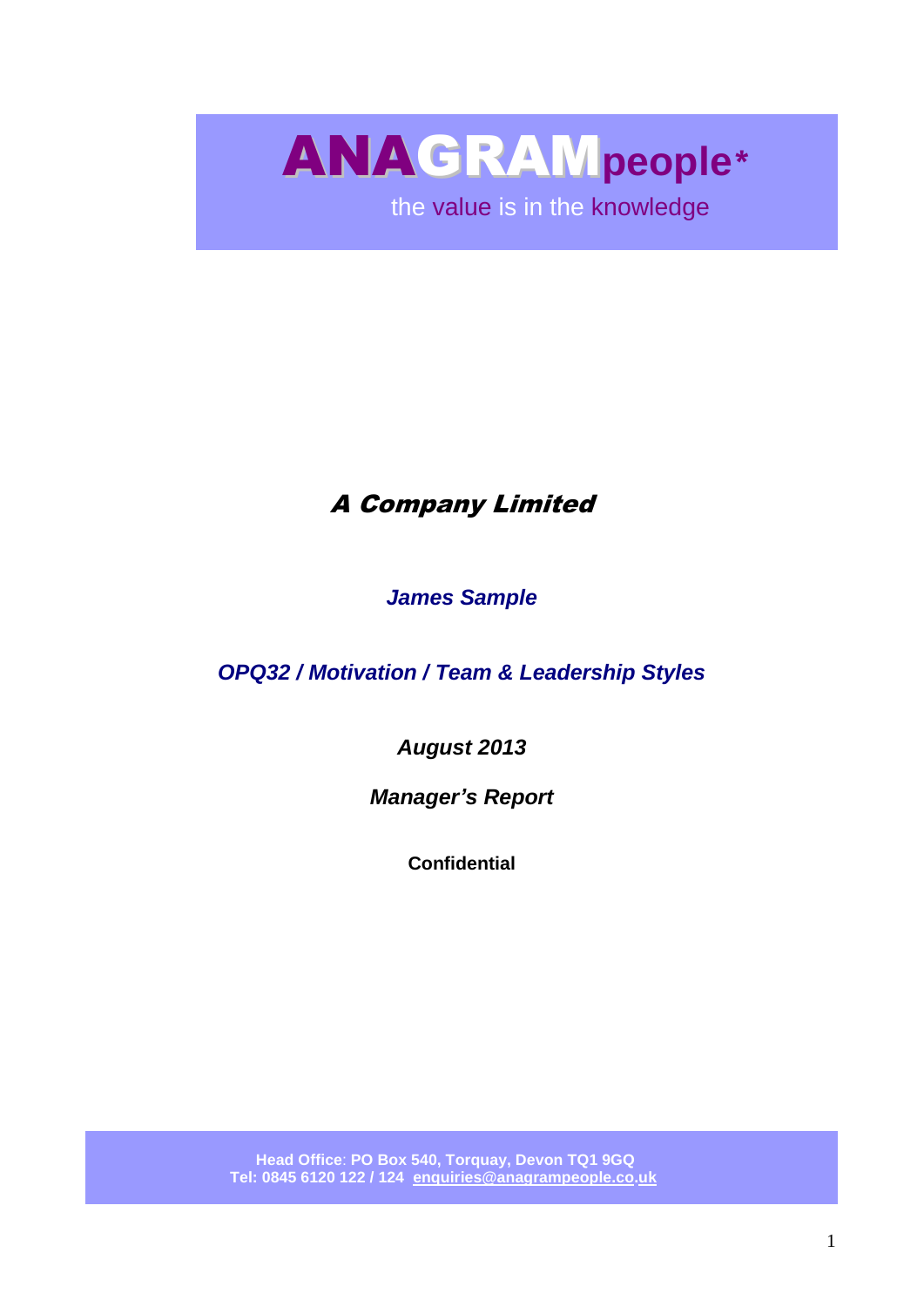# ANAGRAMpeople*

the value is in the knowledge

## *A Company Limited*

***James Sample***

***OPQ32 / Motivation / Team & Leadership Styles***

***August 2013***

***Manager's Report***

**Confidential**

**Head Office**: **PO Box 540, Torquay, Devon TQ1 9GQ**
**Tel: 0845 6120 122 / 124 enquiries@anagrampeople.co.uk**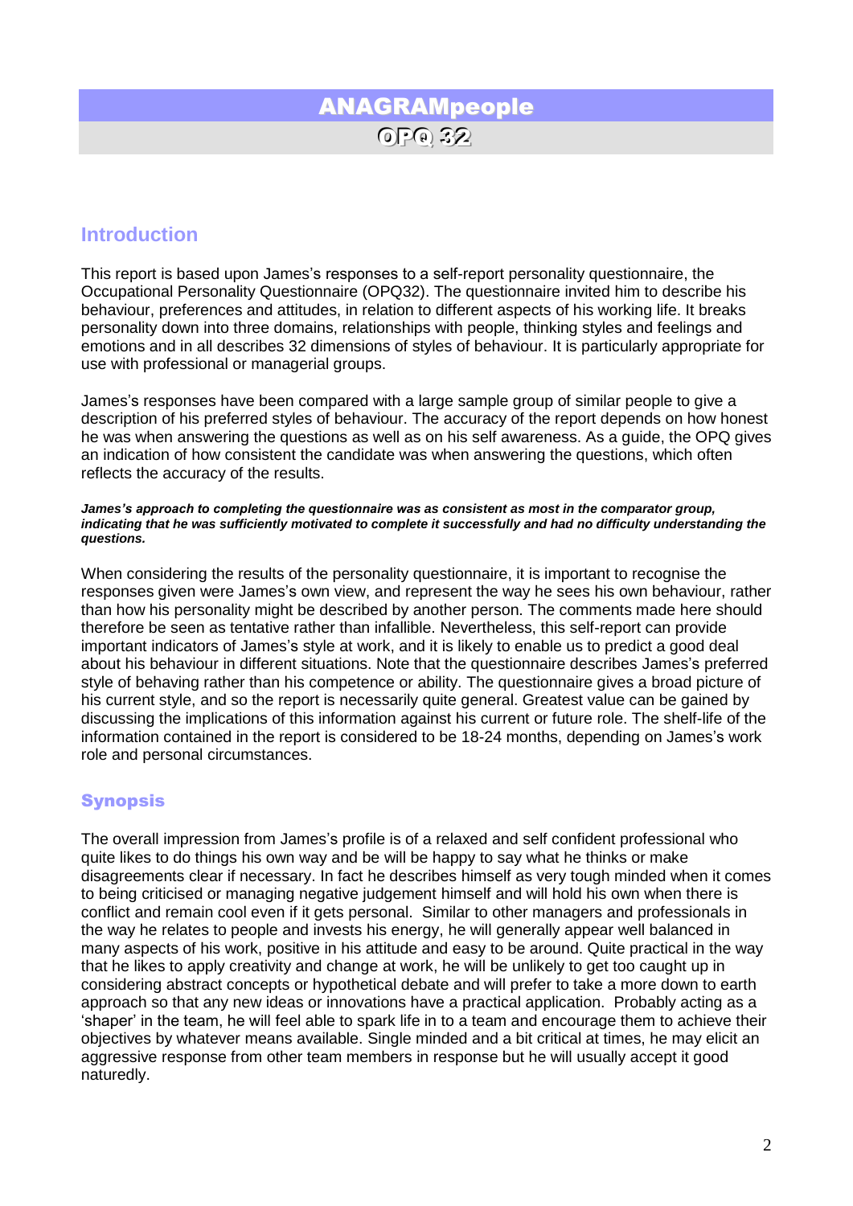# ANAGRAMpeople

## OPQ 32

## Introduction

This report is based upon James's responses to a self-report personality questionnaire, the Occupational Personality Questionnaire (OPQ32). The questionnaire invited him to describe his behaviour, preferences and attitudes, in relation to different aspects of his working life. It breaks personality down into three domains, relationships with people, thinking styles and feelings and emotions and in all describes 32 dimensions of styles of behaviour. It is particularly appropriate for use with professional or managerial groups.

James's responses have been compared with a large sample group of similar people to give a description of his preferred styles of behaviour. The accuracy of the report depends on how honest he was when answering the questions as well as on his self awareness. As a guide, the OPQ gives an indication of how consistent the candidate was when answering the questions, which often reflects the accuracy of the results.

***James's approach to completing the questionnaire was as consistent as most in the comparator group, indicating that he was sufficiently motivated to complete it successfully and had no difficulty understanding the questions.***

When considering the results of the personality questionnaire, it is important to recognise the responses given were James's own view, and represent the way he sees his own behaviour, rather than how his personality might be described by another person. The comments made here should therefore be seen as tentative rather than infallible. Nevertheless, this self-report can provide important indicators of James's style at work, and it is likely to enable us to predict a good deal about his behaviour in different situations. Note that the questionnaire describes James's preferred style of behaving rather than his competence or ability. The questionnaire gives a broad picture of his current style, and so the report is necessarily quite general. Greatest value can be gained by discussing the implications of this information against his current or future role. The shelf-life of the information contained in the report is considered to be 18-24 months, depending on James's work role and personal circumstances.

## Synopsis

The overall impression from James's profile is of a relaxed and self confident professional who quite likes to do things his own way and be will be happy to say what he thinks or make disagreements clear if necessary. In fact he describes himself as very tough minded when it comes to being criticised or managing negative judgement himself and will hold his own when there is conflict and remain cool even if it gets personal. Similar to other managers and professionals in the way he relates to people and invests his energy, he will generally appear well balanced in many aspects of his work, positive in his attitude and easy to be around. Quite practical in the way that he likes to apply creativity and change at work, he will be unlikely to get too caught up in considering abstract concepts or hypothetical debate and will prefer to take a more down to earth approach so that any new ideas or innovations have a practical application. Probably acting as a 'shaper' in the team, he will feel able to spark life in to a team and encourage them to achieve their objectives by whatever means available. Single minded and a bit critical at times, he may elicit an aggressive response from other team members in response but he will usually accept it good naturedly.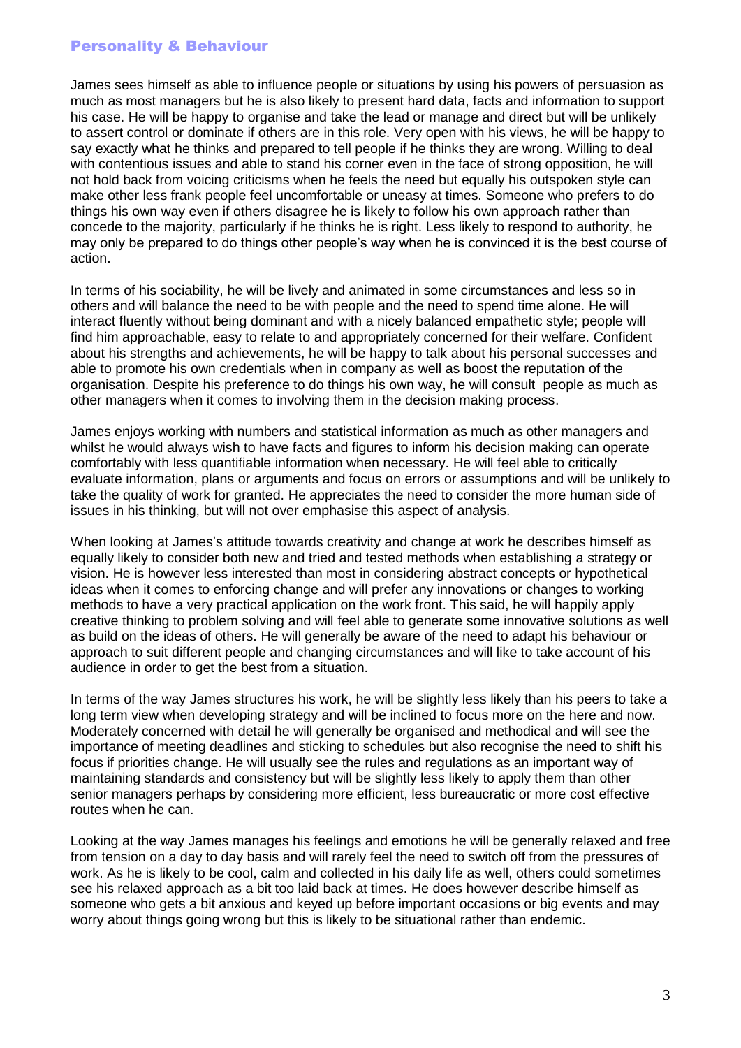## Personality & Behaviour

James sees himself as able to influence people or situations by using his powers of persuasion as much as most managers but he is also likely to present hard data, facts and information to support his case. He will be happy to organise and take the lead or manage and direct but will be unlikely to assert control or dominate if others are in this role. Very open with his views, he will be happy to say exactly what he thinks and prepared to tell people if he thinks they are wrong. Willing to deal with contentious issues and able to stand his corner even in the face of strong opposition, he will not hold back from voicing criticisms when he feels the need but equally his outspoken style can make other less frank people feel uncomfortable or uneasy at times. Someone who prefers to do things his own way even if others disagree he is likely to follow his own approach rather than concede to the majority, particularly if he thinks he is right. Less likely to respond to authority, he may only be prepared to do things other people's way when he is convinced it is the best course of action.

In terms of his sociability, he will be lively and animated in some circumstances and less so in others and will balance the need to be with people and the need to spend time alone. He will interact fluently without being dominant and with a nicely balanced empathetic style; people will find him approachable, easy to relate to and appropriately concerned for their welfare. Confident about his strengths and achievements, he will be happy to talk about his personal successes and able to promote his own credentials when in company as well as boost the reputation of the organisation. Despite his preference to do things his own way, he will consult people as much as other managers when it comes to involving them in the decision making process.

James enjoys working with numbers and statistical information as much as other managers and whilst he would always wish to have facts and figures to inform his decision making can operate comfortably with less quantifiable information when necessary. He will feel able to critically evaluate information, plans or arguments and focus on errors or assumptions and will be unlikely to take the quality of work for granted. He appreciates the need to consider the more human side of issues in his thinking, but will not over emphasise this aspect of analysis.

When looking at James's attitude towards creativity and change at work he describes himself as equally likely to consider both new and tried and tested methods when establishing a strategy or vision. He is however less interested than most in considering abstract concepts or hypothetical ideas when it comes to enforcing change and will prefer any innovations or changes to working methods to have a very practical application on the work front. This said, he will happily apply creative thinking to problem solving and will feel able to generate some innovative solutions as well as build on the ideas of others. He will generally be aware of the need to adapt his behaviour or approach to suit different people and changing circumstances and will like to take account of his audience in order to get the best from a situation.

In terms of the way James structures his work, he will be slightly less likely than his peers to take a long term view when developing strategy and will be inclined to focus more on the here and now. Moderately concerned with detail he will generally be organised and methodical and will see the importance of meeting deadlines and sticking to schedules but also recognise the need to shift his focus if priorities change. He will usually see the rules and regulations as an important way of maintaining standards and consistency but will be slightly less likely to apply them than other senior managers perhaps by considering more efficient, less bureaucratic or more cost effective routes when he can.

Looking at the way James manages his feelings and emotions he will be generally relaxed and free from tension on a day to day basis and will rarely feel the need to switch off from the pressures of work. As he is likely to be cool, calm and collected in his daily life as well, others could sometimes see his relaxed approach as a bit too laid back at times. He does however describe himself as someone who gets a bit anxious and keyed up before important occasions or big events and may worry about things going wrong but this is likely to be situational rather than endemic.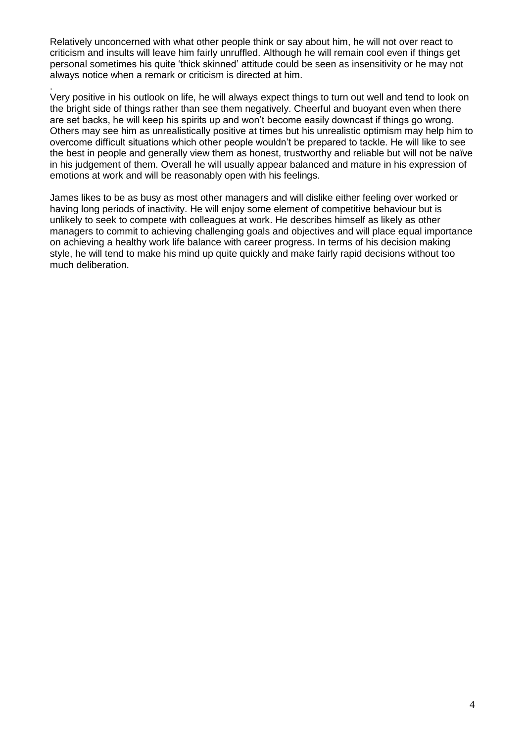Relatively unconcerned with what other people think or say about him, he will not over react to criticism and insults will leave him fairly unruffled. Although he will remain cool even if things get personal sometimes his quite 'thick skinned' attitude could be seen as insensitivity or he may not always notice when a remark or criticism is directed at him.

.

Very positive in his outlook on life, he will always expect things to turn out well and tend to look on the bright side of things rather than see them negatively. Cheerful and buoyant even when there are set backs, he will keep his spirits up and won't become easily downcast if things go wrong. Others may see him as unrealistically positive at times but his unrealistic optimism may help him to overcome difficult situations which other people wouldn't be prepared to tackle. He will like to see the best in people and generally view them as honest, trustworthy and reliable but will not be naïve in his judgement of them. Overall he will usually appear balanced and mature in his expression of emotions at work and will be reasonably open with his feelings.

James likes to be as busy as most other managers and will dislike either feeling over worked or having long periods of inactivity. He will enjoy some element of competitive behaviour but is unlikely to seek to compete with colleagues at work. He describes himself as likely as other managers to commit to achieving challenging goals and objectives and will place equal importance on achieving a healthy work life balance with career progress. In terms of his decision making style, he will tend to make his mind up quite quickly and make fairly rapid decisions without too much deliberation.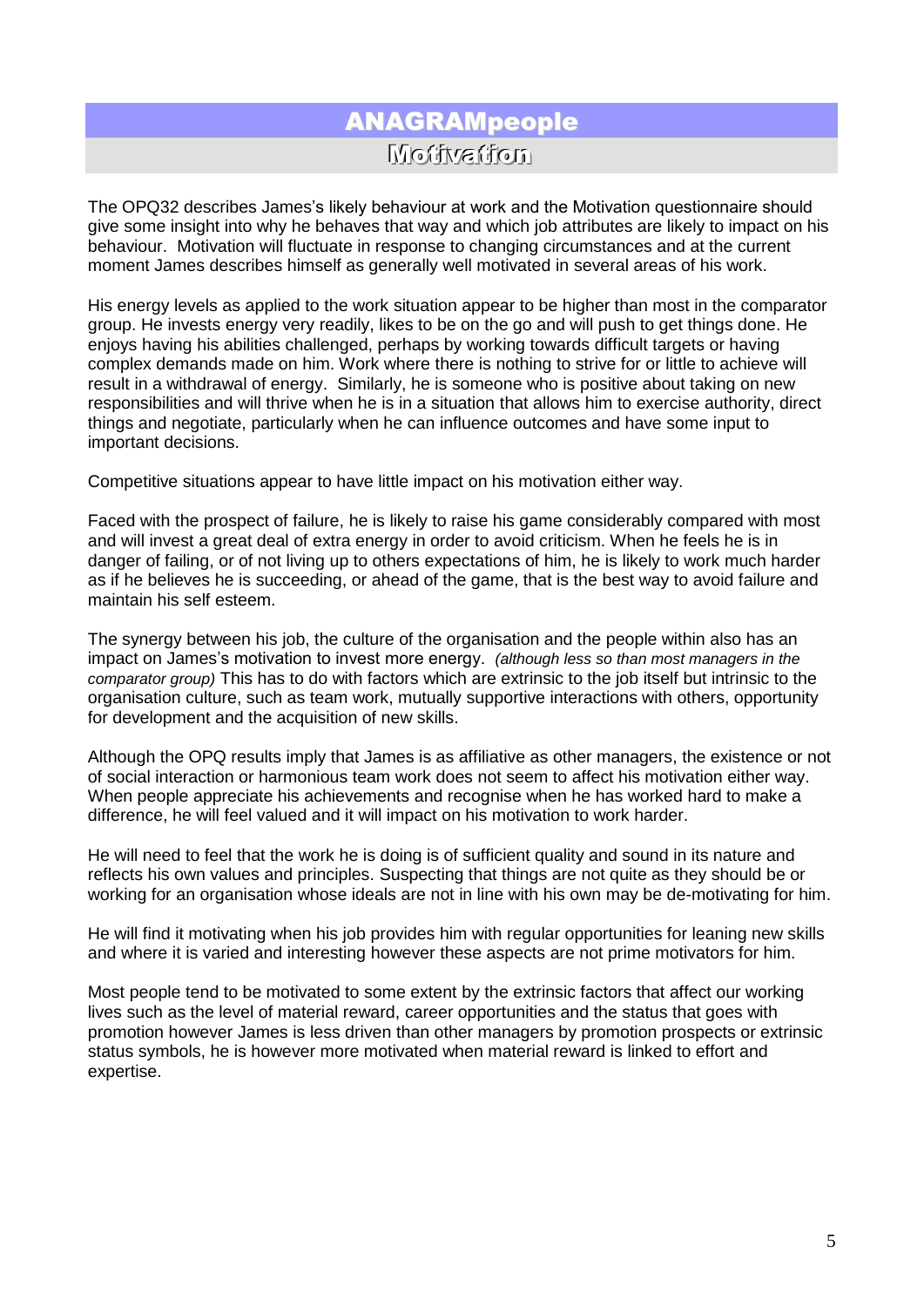# ANAGRAMpeople

## Motivation

The OPQ32 describes James's likely behaviour at work and the Motivation questionnaire should give some insight into why he behaves that way and which job attributes are likely to impact on his behaviour. Motivation will fluctuate in response to changing circumstances and at the current moment James describes himself as generally well motivated in several areas of his work.

His energy levels as applied to the work situation appear to be higher than most in the comparator group. He invests energy very readily, likes to be on the go and will push to get things done. He enjoys having his abilities challenged, perhaps by working towards difficult targets or having complex demands made on him. Work where there is nothing to strive for or little to achieve will result in a withdrawal of energy. Similarly, he is someone who is positive about taking on new responsibilities and will thrive when he is in a situation that allows him to exercise authority, direct things and negotiate, particularly when he can influence outcomes and have some input to important decisions.

Competitive situations appear to have little impact on his motivation either way.

Faced with the prospect of failure, he is likely to raise his game considerably compared with most and will invest a great deal of extra energy in order to avoid criticism. When he feels he is in danger of failing, or of not living up to others expectations of him, he is likely to work much harder as if he believes he is succeeding, or ahead of the game, that is the best way to avoid failure and maintain his self esteem.

The synergy between his job, the culture of the organisation and the people within also has an impact on James's motivation to invest more energy. *(although less so than most managers in the comparator group)* This has to do with factors which are extrinsic to the job itself but intrinsic to the organisation culture, such as team work, mutually supportive interactions with others, opportunity for development and the acquisition of new skills.

Although the OPQ results imply that James is as affiliative as other managers, the existence or not of social interaction or harmonious team work does not seem to affect his motivation either way. When people appreciate his achievements and recognise when he has worked hard to make a difference, he will feel valued and it will impact on his motivation to work harder.

He will need to feel that the work he is doing is of sufficient quality and sound in its nature and reflects his own values and principles. Suspecting that things are not quite as they should be or working for an organisation whose ideals are not in line with his own may be de-motivating for him.

He will find it motivating when his job provides him with regular opportunities for leaning new skills and where it is varied and interesting however these aspects are not prime motivators for him.

Most people tend to be motivated to some extent by the extrinsic factors that affect our working lives such as the level of material reward, career opportunities and the status that goes with promotion however James is less driven than other managers by promotion prospects or extrinsic status symbols, he is however more motivated when material reward is linked to effort and expertise.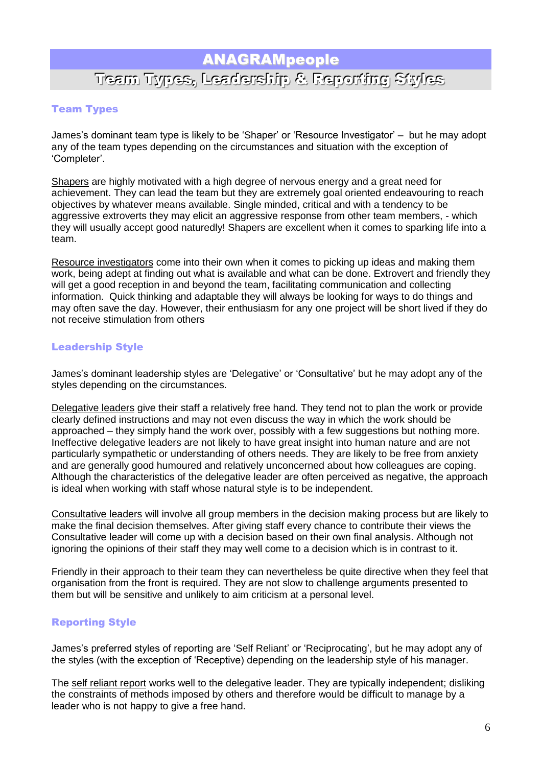# ANAGRAMpeople

## Team Types, Leadership & Reporting Styles

### Team Types

James's dominant team type is likely to be 'Shaper' or 'Resource Investigator' – but he may adopt any of the team types depending on the circumstances and situation with the exception of 'Completer'.

Shapers are highly motivated with a high degree of nervous energy and a great need for achievement. They can lead the team but they are extremely goal oriented endeavouring to reach objectives by whatever means available. Single minded, critical and with a tendency to be aggressive extroverts they may elicit an aggressive response from other team members, - which they will usually accept good naturedly! Shapers are excellent when it comes to sparking life into a team.

Resource investigators come into their own when it comes to picking up ideas and making them work, being adept at finding out what is available and what can be done. Extrovert and friendly they will get a good reception in and beyond the team, facilitating communication and collecting information. Quick thinking and adaptable they will always be looking for ways to do things and may often save the day. However, their enthusiasm for any one project will be short lived if they do not receive stimulation from others

### Leadership Style

James's dominant leadership styles are 'Delegative' or 'Consultative' but he may adopt any of the styles depending on the circumstances.

Delegative leaders give their staff a relatively free hand. They tend not to plan the work or provide clearly defined instructions and may not even discuss the way in which the work should be approached – they simply hand the work over, possibly with a few suggestions but nothing more. Ineffective delegative leaders are not likely to have great insight into human nature and are not particularly sympathetic or understanding of others needs. They are likely to be free from anxiety and are generally good humoured and relatively unconcerned about how colleagues are coping. Although the characteristics of the delegative leader are often perceived as negative, the approach is ideal when working with staff whose natural style is to be independent.

Consultative leaders will involve all group members in the decision making process but are likely to make the final decision themselves. After giving staff every chance to contribute their views the Consultative leader will come up with a decision based on their own final analysis. Although not ignoring the opinions of their staff they may well come to a decision which is in contrast to it.

Friendly in their approach to their team they can nevertheless be quite directive when they feel that organisation from the front is required. They are not slow to challenge arguments presented to them but will be sensitive and unlikely to aim criticism at a personal level.

### Reporting Style

James's preferred styles of reporting are 'Self Reliant' or 'Reciprocating', but he may adopt any of the styles (with the exception of 'Receptive) depending on the leadership style of his manager.

The self reliant report works well to the delegative leader. They are typically independent; disliking the constraints of methods imposed by others and therefore would be difficult to manage by a leader who is not happy to give a free hand.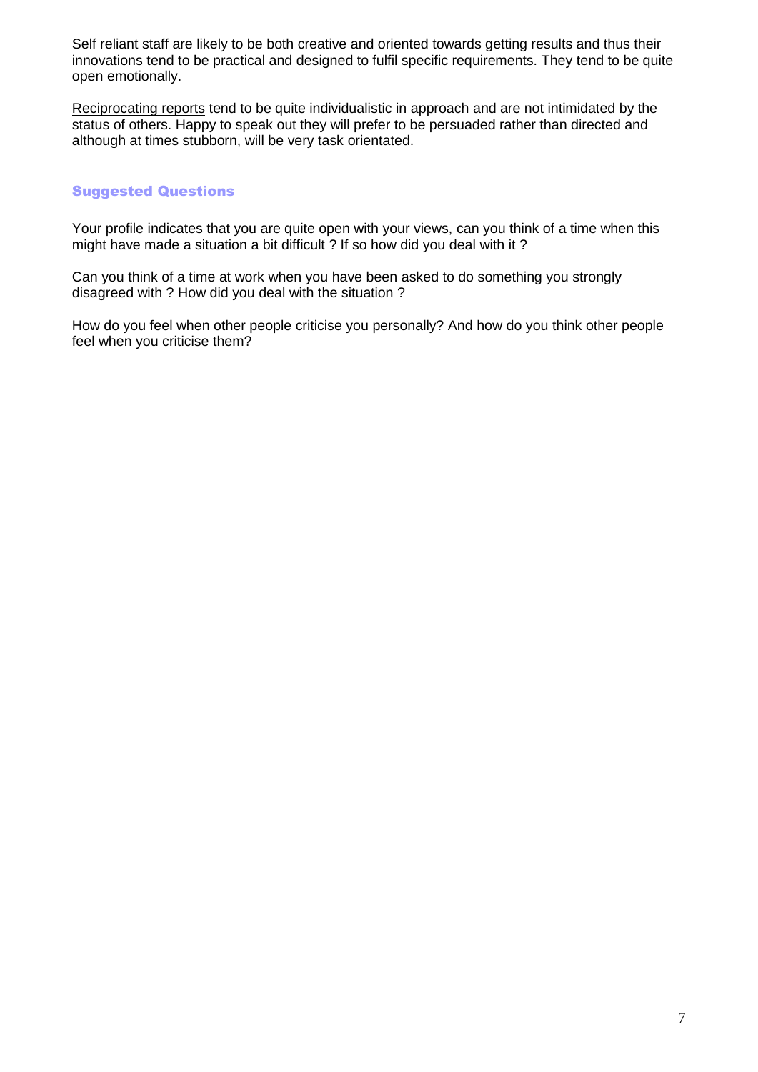Self reliant staff are likely to be both creative and oriented towards getting results and thus their innovations tend to be practical and designed to fulfil specific requirements. They tend to be quite open emotionally.

Reciprocating reports tend to be quite individualistic in approach and are not intimidated by the status of others. Happy to speak out they will prefer to be persuaded rather than directed and although at times stubborn, will be very task orientated.

### Suggested Questions

Your profile indicates that you are quite open with your views, can you think of a time when this might have made a situation a bit difficult ? If so how did you deal with it ?

Can you think of a time at work when you have been asked to do something you strongly disagreed with ? How did you deal with the situation ?

How do you feel when other people criticise you personally? And how do you think other people feel when you criticise them?